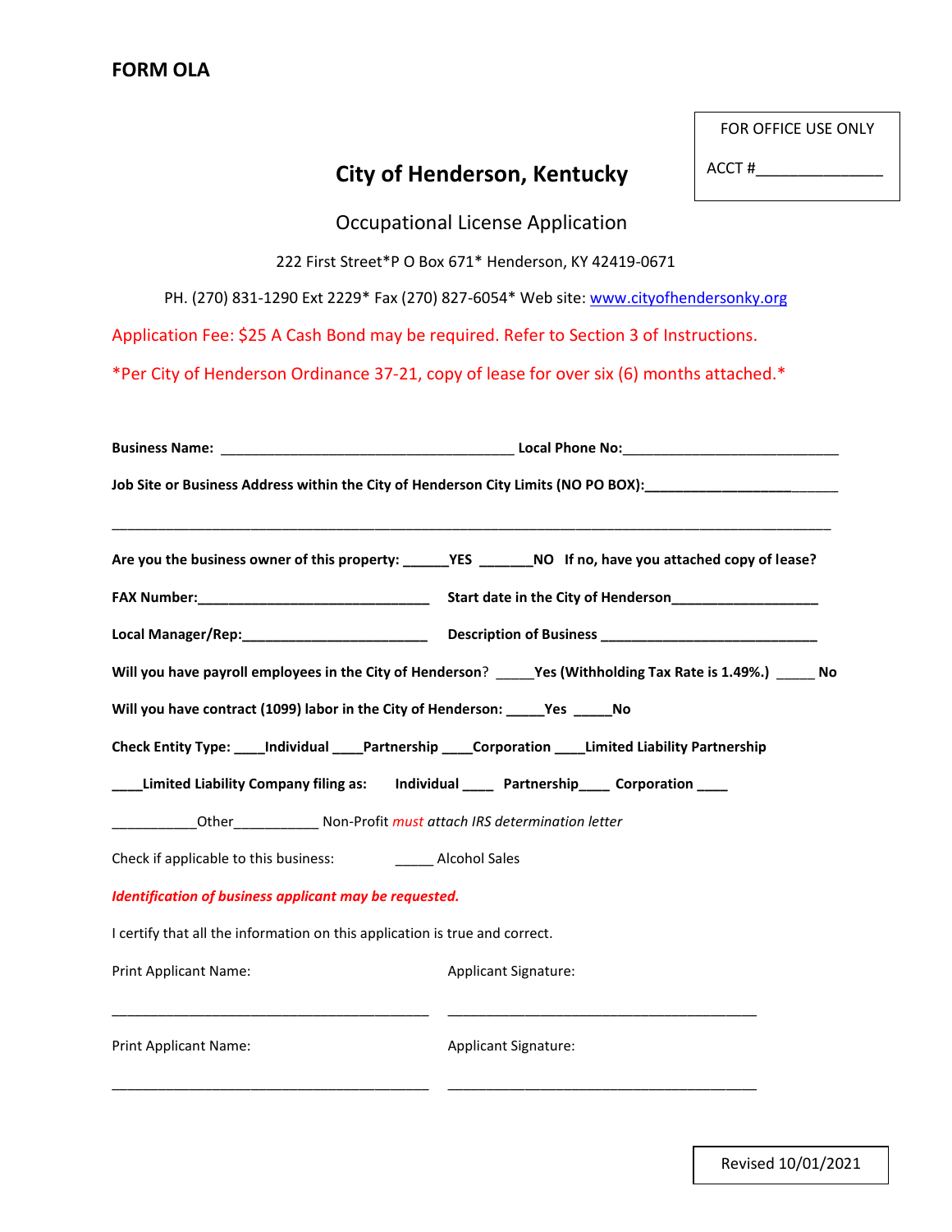**FORM OLA**

FOR OFFICE USE ONLY

ACCT #_______________

# City of Henderson, Kentucky

## Occupational License Application

222 First Street*P O Box 671* Henderson, KY 42419-0671

PH. (270) 831-1290 Ext 2229* Fax (270) 827-6054* Web site: www.cityofhendersonky.org

Application Fee: $25 A Cash Bond may be required. Refer to Section 3 of Instructions.

*Per City of Henderson Ordinance 37-21, copy of lease for over six (6) months attached.*

**Business Name:** ______________________________________ **Local Phone No:**____________________________

**Job Site or Business Address within the City of Henderson City Limits (NO PO BOX):**_________________________

_____________________________________________________________________________________________

**Are you the business owner of this property: ______YES _______NO If no, have you attached copy of lease?**

**FAX Number:**______________________________ **Start date in the City of Henderson**__________________

**Local Manager/Rep:**________________________ **Description of Business** ____________________________

**Will you have payroll employees in the City of Henderson**? _____**Yes (Withholding Tax Rate is 1.49%.)** _____ **No**

**Will you have contract (1099) labor in the City of Henderson: _____Yes _____No**

**Check Entity Type: ____Individual ____Partnership ____Corporation ____Limited Liability Partnership**

**____Limited Liability Company filing as: Individual ____ Partnership____ Corporation ____**

___________Other___________ Non-Profit *must attach IRS determination letter*

Check if applicable to this business: _____ Alcohol Sales

***Identification of business applicant may be requested.***

I certify that all the information on this application is true and correct.

Print Applicant Name: Applicant Signature:

_________________________________________ _________________________________________

Print Applicant Name: Applicant Signature:

_________________________________________ _________________________________________

Revised 10/01/2021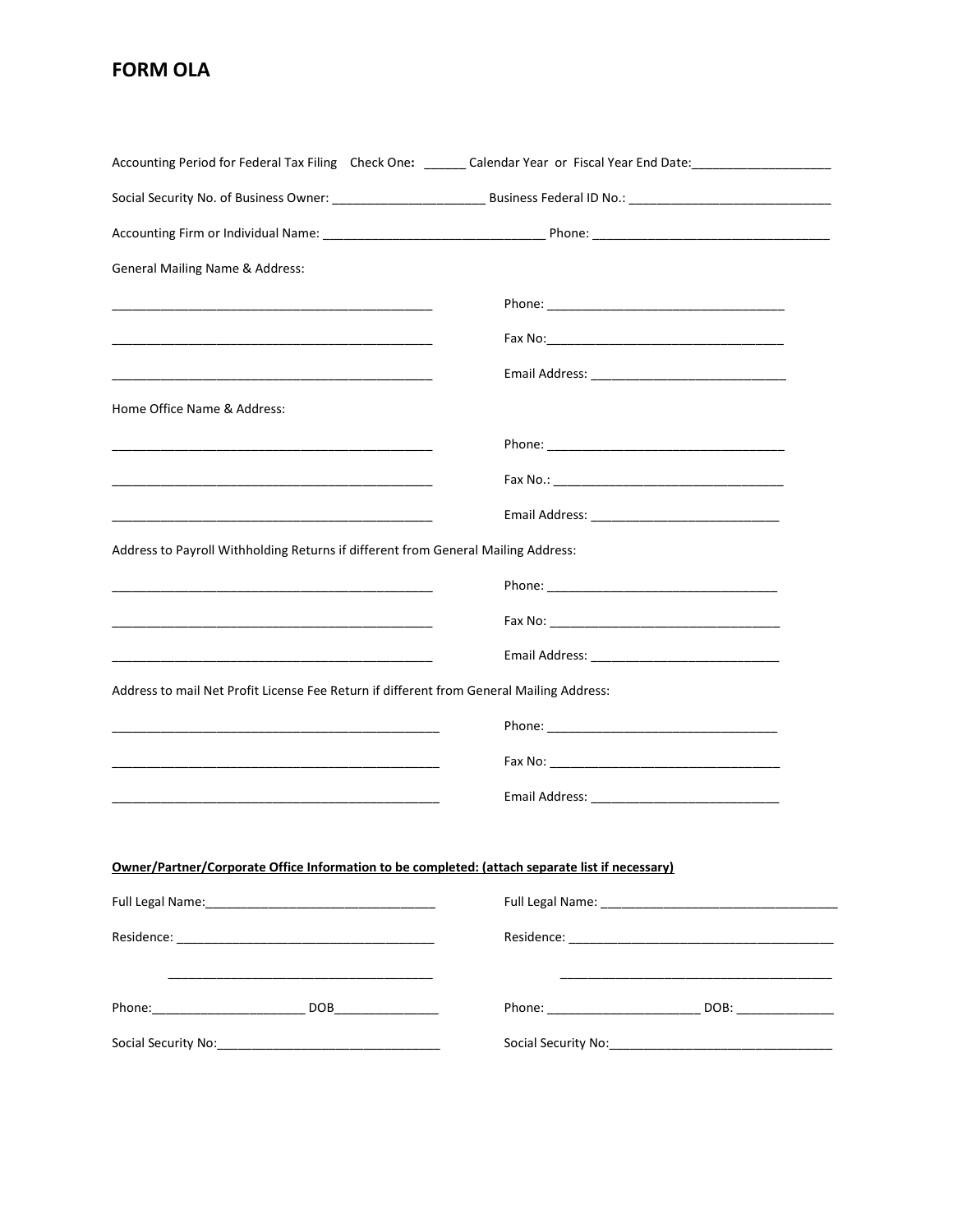# FORM OLA

Accounting Period for Federal Tax Filing Check One: ______ Calendar Year or Fiscal Year End Date:____________________

Social Security No. of Business Owner: ______________________ Business Federal ID No.: _____________________________

Accounting Firm or Individual Name: ________________________________ Phone: __________________________________

General Mailing Name & Address:

_______________________________________________ Phone: __________________________________

_______________________________________________ Fax No:__________________________________

_______________________________________________ Email Address: ____________________________

Home Office Name & Address:

_______________________________________________ Phone: __________________________________

_______________________________________________ Fax No.: _________________________________

_______________________________________________ Email Address: ____________________________

Address to Payroll Withholding Returns if different from General Mailing Address:

_______________________________________________ Phone: _________________________________

_______________________________________________ Fax No: _________________________________

_______________________________________________ Email Address: ___________________________

Address to mail Net Profit License Fee Return if different from General Mailing Address:

________________________________________________ Phone: _________________________________

________________________________________________ Fax No: _________________________________

________________________________________________ Email Address: ___________________________

**Owner/Partner/Corporate Office Information to be completed: (attach separate list if necessary)**

Full Legal Name:_________________________________

Residence: _____________________________________

_______________________________________

Phone:______________________ DOB_______________

Social Security No:________________________________

Full Legal Name: __________________________________

Residence: _______________________________________

_______________________________________

Phone: ______________________ DOB: ______________

Social Security No:________________________________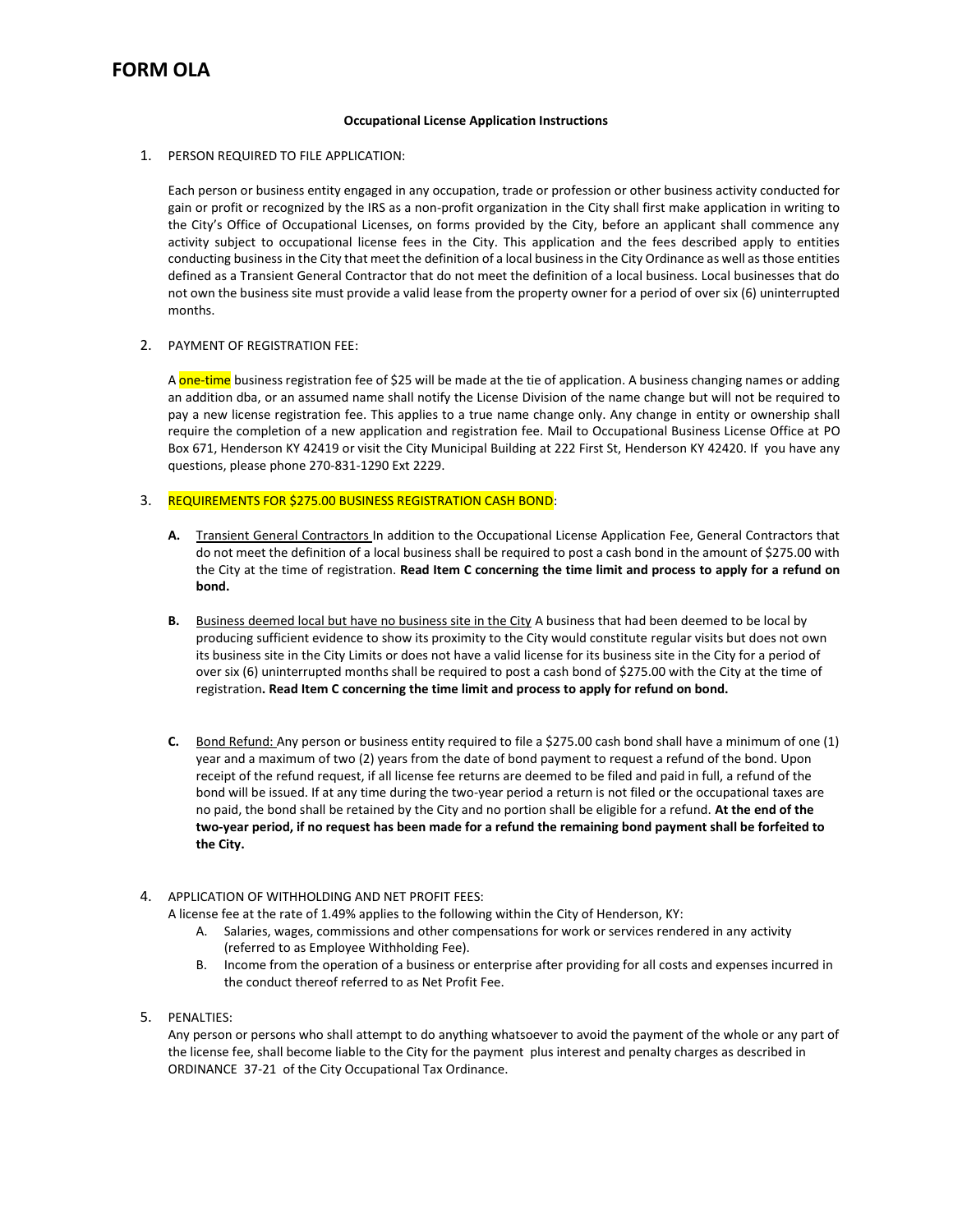# FORM OLA

**Occupational License Application Instructions**

1. PERSON REQUIRED TO FILE APPLICATION:

   Each person or business entity engaged in any occupation, trade or profession or other business activity conducted for gain or profit or recognized by the IRS as a non-profit organization in the City shall first make application in writing to the City's Office of Occupational Licenses, on forms provided by the City, before an applicant shall commence any activity subject to occupational license fees in the City. This application and the fees described apply to entities conducting business in the City that meet the definition of a local business in the City Ordinance as well as those entities defined as a Transient General Contractor that do not meet the definition of a local business. Local businesses that do not own the business site must provide a valid lease from the property owner for a period of over six (6) uninterrupted months.

2. PAYMENT OF REGISTRATION FEE:

   A one-time business registration fee of $25 will be made at the tie of application. A business changing names or adding an addition dba, or an assumed name shall notify the License Division of the name change but will not be required to pay a new license registration fee. This applies to a true name change only. Any change in entity or ownership shall require the completion of a new application and registration fee. Mail to Occupational Business License Office at PO Box 671, Henderson KY 42419 or visit the City Municipal Building at 222 First St, Henderson KY 42420. If you have any questions, please phone 270-831-1290 Ext 2229.

3. REQUIREMENTS FOR $275.00 BUSINESS REGISTRATION CASH BOND:

   **A.** Transient General Contractors In addition to the Occupational License Application Fee, General Contractors that do not meet the definition of a local business shall be required to post a cash bond in the amount of $275.00 with the City at the time of registration. **Read Item C concerning the time limit and process to apply for a refund on bond.**

   **B.** Business deemed local but have no business site in the City A business that had been deemed to be local by producing sufficient evidence to show its proximity to the City would constitute regular visits but does not own its business site in the City Limits or does not have a valid license for its business site in the City for a period of over six (6) uninterrupted months shall be required to post a cash bond of $275.00 with the City at the time of registration**. Read Item C concerning the time limit and process to apply for refund on bond.**

   **C.** Bond Refund: Any person or business entity required to file a $275.00 cash bond shall have a minimum of one (1) year and a maximum of two (2) years from the date of bond payment to request a refund of the bond. Upon receipt of the refund request, if all license fee returns are deemed to be filed and paid in full, a refund of the bond will be issued. If at any time during the two-year period a return is not filed or the occupational taxes are no paid, the bond shall be retained by the City and no portion shall be eligible for a refund. **At the end of the two-year period, if no request has been made for a refund the remaining bond payment shall be forfeited to the City.**

4. APPLICATION OF WITHHOLDING AND NET PROFIT FEES:

   A license fee at the rate of 1.49% applies to the following within the City of Henderson, KY:

   A. Salaries, wages, commissions and other compensations for work or services rendered in any activity (referred to as Employee Withholding Fee).
   B. Income from the operation of a business or enterprise after providing for all costs and expenses incurred in the conduct thereof referred to as Net Profit Fee.

5. PENALTIES:

   Any person or persons who shall attempt to do anything whatsoever to avoid the payment of the whole or any part of the license fee, shall become liable to the City for the payment plus interest and penalty charges as described in ORDINANCE 37-21 of the City Occupational Tax Ordinance.